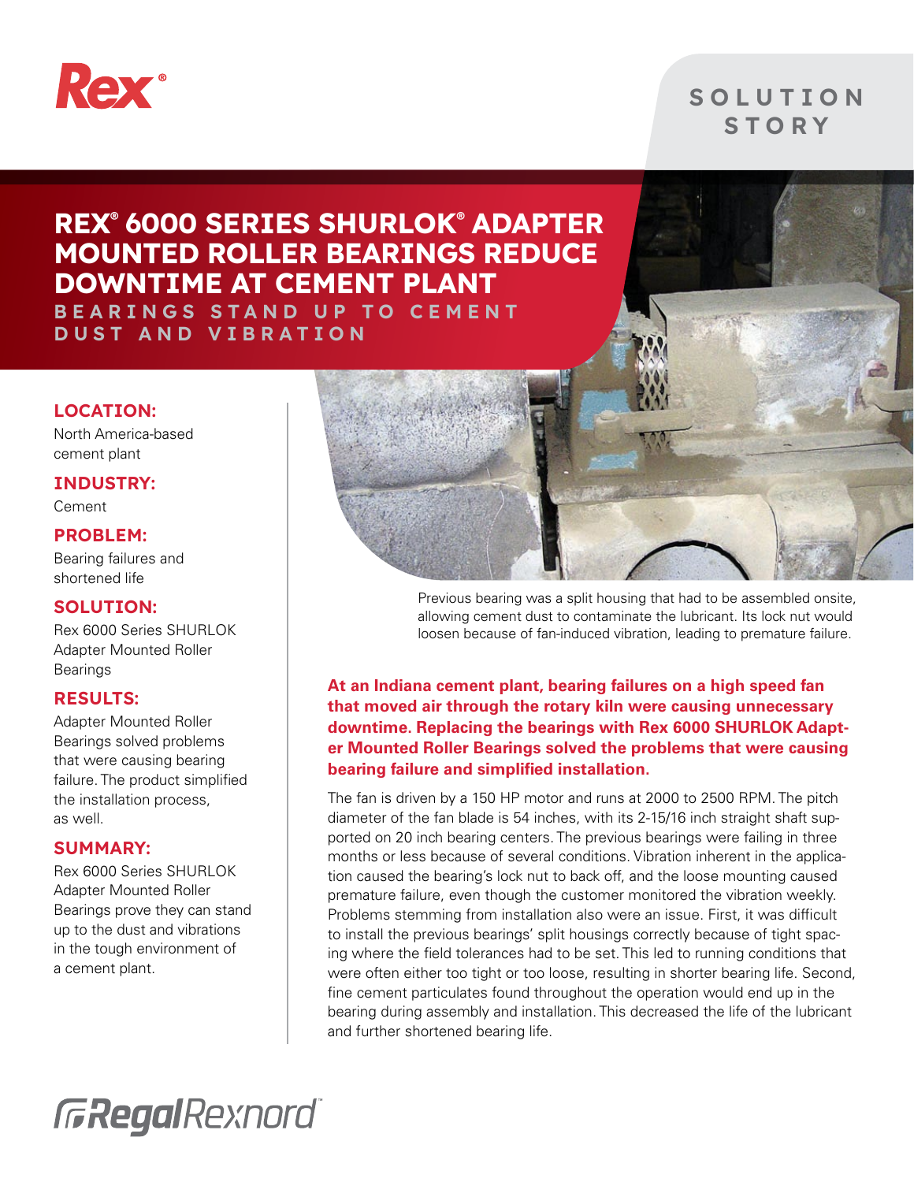Rex®

SOLUTION STORY

# REX® 6000 SERIES SHURLOK® ADAPTER MOUNTED ROLLER BEARINGS REDUCE DOWNTIME AT CEMENT PLANT

## BEARINGS STAND UP TO CEMENT DUST AND VIBRATION

### LOCATION:
North America-based cement plant

### INDUSTRY:
Cement

### PROBLEM:
Bearing failures and shortened life

### SOLUTION:
Rex 6000 Series SHURLOK Adapter Mounted Roller Bearings

### RESULTS:
Adapter Mounted Roller Bearings solved problems that were causing bearing failure. The product simplified the installation process, as well.

### SUMMARY:
Rex 6000 Series SHURLOK Adapter Mounted Roller Bearings prove they can stand up to the dust and vibrations in the tough environment of a cement plant.

Previous bearing was a split housing that had to be assembled onsite, allowing cement dust to contaminate the lubricant. Its lock nut would loosen because of fan-induced vibration, leading to premature failure.

**At an Indiana cement plant, bearing failures on a high speed fan that moved air through the rotary kiln were causing unnecessary downtime. Replacing the bearings with Rex 6000 SHURLOK Adapter Mounted Roller Bearings solved the problems that were causing bearing failure and simplified installation.**

The fan is driven by a 150 HP motor and runs at 2000 to 2500 RPM. The pitch diameter of the fan blade is 54 inches, with its 2-15/16 inch straight shaft supported on 20 inch bearing centers. The previous bearings were failing in three months or less because of several conditions. Vibration inherent in the application caused the bearing's lock nut to back off, and the loose mounting caused premature failure, even though the customer monitored the vibration weekly. Problems stemming from installation also were an issue. First, it was difficult to install the previous bearings' split housings correctly because of tight spacing where the field tolerances had to be set. This led to running conditions that were often either too tight or too loose, resulting in shorter bearing life. Second, fine cement particulates found throughout the operation would end up in the bearing during assembly and installation. This decreased the life of the lubricant and further shortened bearing life.

RegalRexnord™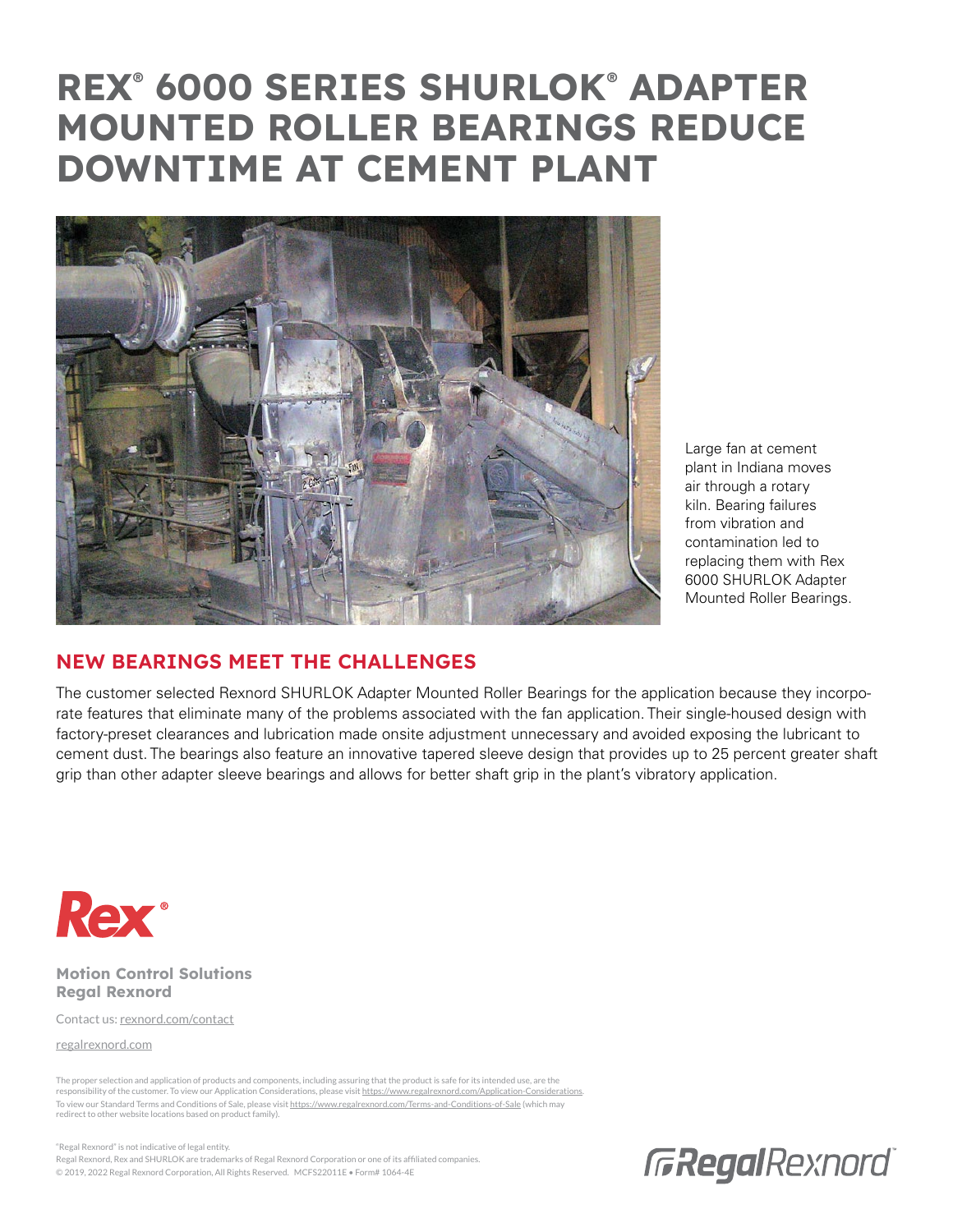# REX® 6000 SERIES SHURLOK® ADAPTER MOUNTED ROLLER BEARINGS REDUCE DOWNTIME AT CEMENT PLANT

Large fan at cement plant in Indiana moves air through a rotary kiln. Bearing failures from vibration and contamination led to replacing them with Rex 6000 SHURLOK Adapter Mounted Roller Bearings.

## NEW BEARINGS MEET THE CHALLENGES

The customer selected Rexnord SHURLOK Adapter Mounted Roller Bearings for the application because they incorporate features that eliminate many of the problems associated with the fan application. Their single-housed design with factory-preset clearances and lubrication made onsite adjustment unnecessary and avoided exposing the lubricant to cement dust. The bearings also feature an innovative tapered sleeve design that provides up to 25 percent greater shaft grip than other adapter sleeve bearings and allows for better shaft grip in the plant's vibratory application.

Rex®

**Motion Control Solutions**
**Regal Rexnord**

Contact us: rexnord.com/contact

regalrexnord.com

The proper selection and application of products and components, including assuring that the product is safe for its intended use, are the responsibility of the customer. To view our Application Considerations, please visit https://www.regalrexnord.com/Application-Considerations.
To view our Standard Terms and Conditions of Sale, please visit https://www.regalrexnord.com/Terms-and-Conditions-of-Sale (which may redirect to other website locations based on product family).

"Regal Rexnord" is not indicative of legal entity.
Regal Rexnord, Rex and SHURLOK are trademarks of Regal Rexnord Corporation or one of its affiliated companies.
© 2019, 2022 Regal Rexnord Corporation, All Rights Reserved. MCFS22011E • Form# 1064-4E

RegalRexnord™